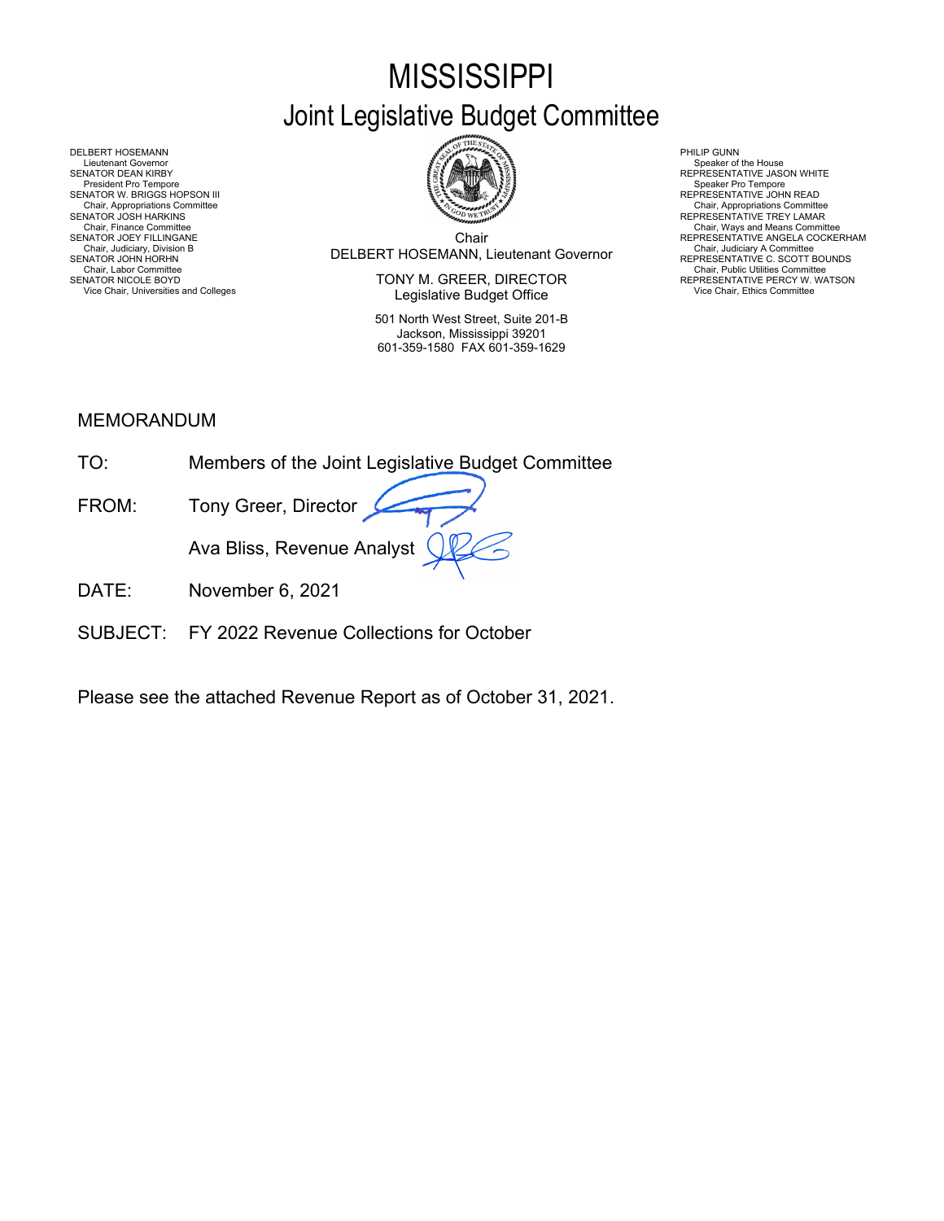# MISSISSIPPI

## Joint Legislative Budget Committee

DELBERT HOSEMANN
Lieutenant Governor
SENATOR DEAN KIRBY
President Pro Tempore
SENATOR W. BRIGGS HOPSON III
Chair, Appropriations Committee
SENATOR JOSH HARKINS
Chair, Finance Committee
SENATOR JOEY FILLINGANE
Chair, Judiciary, Division B
SENATOR JOHN HORHN
Chair, Labor Committee
SENATOR NICOLE BOYD
Vice Chair, Universities and Colleges

Chair
DELBERT HOSEMANN, Lieutenant Governor

TONY M. GREER, DIRECTOR
Legislative Budget Office

501 North West Street, Suite 201-B
Jackson, Mississippi 39201
601-359-1580 FAX 601-359-1629

PHILIP GUNN
Speaker of the House
REPRESENTATIVE JASON WHITE
Speaker Pro Tempore
REPRESENTATIVE JOHN READ
Chair, Appropriations Committee
REPRESENTATIVE TREY LAMAR
Chair, Ways and Means Committee
REPRESENTATIVE ANGELA COCKERHAM
Chair, Judiciary A Committee
REPRESENTATIVE C. SCOTT BOUNDS
Chair, Public Utilities Committee
REPRESENTATIVE PERCY W. WATSON
Vice Chair, Ethics Committee

MEMORANDUM

TO: Members of the Joint Legislative Budget Committee

FROM: Tony Greer, Director

Ava Bliss, Revenue Analyst

DATE: November 6, 2021

SUBJECT: FY 2022 Revenue Collections for October

Please see the attached Revenue Report as of October 31, 2021.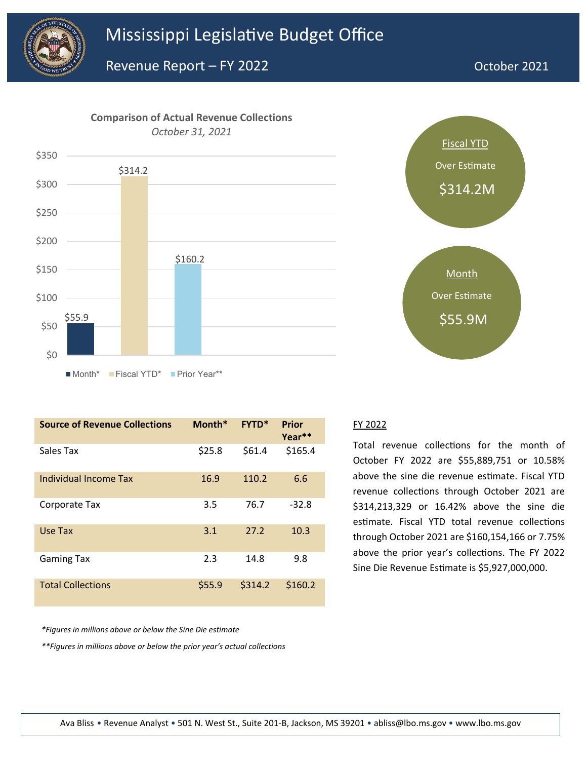# Mississippi Legislative Budget Office

## Revenue Report – FY 2022

October 2021

**Comparison of Actual Revenue Collections**

*October 31, 2021*

| | Month* | Fiscal YTD* | Prior Year** |
|---|---|---|---|
| | $55.9 | $314.2 | $160.2 |

**Fiscal YTD**
Over Estimate
$314.2M

**Month**
Over Estimate
$55.9M

| Source of Revenue Collections | Month* | FYTD* | Prior Year** |
|---|---|---|---|
| Sales Tax | $25.8 | $61.4 | $165.4 |
| Individual Income Tax | 16.9 | 110.2 | 6.6 |
| Corporate Tax | 3.5 | 76.7 | -32.8 |
| Use Tax | 3.1 | 27.2 | 10.3 |
| Gaming Tax | 2.3 | 14.8 | 9.8 |
| Total Collections | $55.9 | $314.2 | $160.2 |

*\*Figures in millions above or below the Sine Die estimate*

*\*\*Figures in millions above or below the prior year's actual collections*

### FY 2022

Total revenue collections for the month of October FY 2022 are $55,889,751 or 10.58% above the sine die revenue estimate. Fiscal YTD revenue collections through October 2021 are $314,213,329 or 16.42% above the sine die estimate. Fiscal YTD total revenue collections through October 2021 are $160,154,166 or 7.75% above the prior year's collections. The FY 2022 Sine Die Revenue Estimate is $5,927,000,000.

Ava Bliss • Revenue Analyst • 501 N. West St., Suite 201-B, Jackson, MS 39201 • abliss@lbo.ms.gov • www.lbo.ms.gov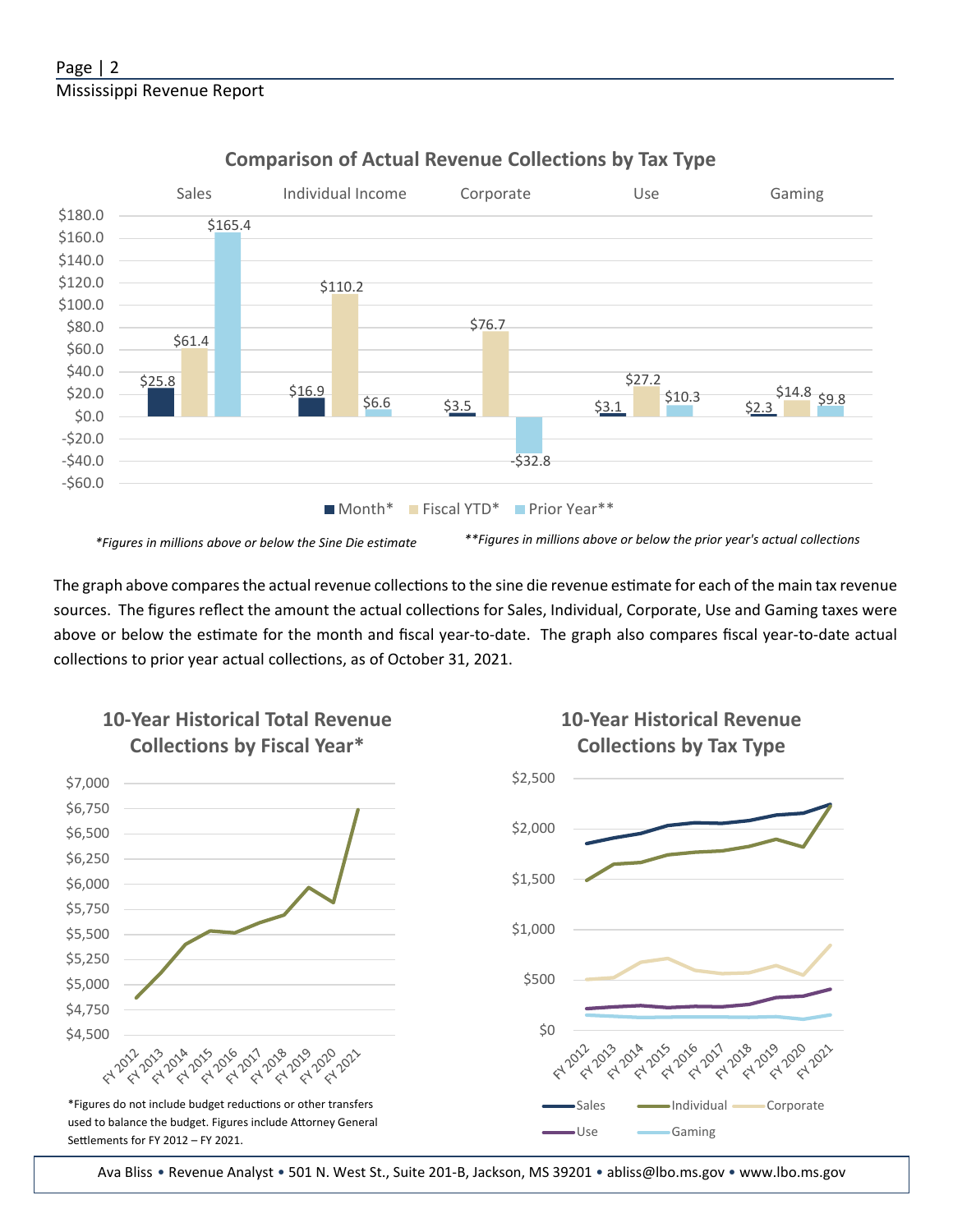## Comparison of Actual Revenue Collections by Tax Type

| | Sales | Individual Income | Corporate | Use | Gaming |
|---|---|---|---|---|---|
| Month* | $25.8 | $16.9 | $3.5 | $3.1 | $2.3 |
| Fiscal YTD* | $61.4 | $110.2 | $76.7 | $27.2 | $14.8 |
| Prior Year** | $165.4 | $6.6 | -$32.8 | $10.3 | $9.8 |

*\*Figures in millions above or below the Sine Die estimate*

*\*\*Figures in millions above or below the prior year's actual collections*

The graph above compares the actual revenue collections to the sine die revenue estimate for each of the main tax revenue sources. The figures reflect the amount the actual collections for Sales, Individual, Corporate, Use and Gaming taxes were above or below the estimate for the month and fiscal year-to-date. The graph also compares fiscal year-to-date actual collections to prior year actual collections, as of October 31, 2021.

## 10-Year Historical Total Revenue Collections by Fiscal Year*

*Figures do not include budget reductions or other transfers used to balance the budget. Figures include Attorney General Settlements for FY 2012 – FY 2021.

## 10-Year Historical Revenue Collections by Tax Type

Ava Bliss • Revenue Analyst • 501 N. West St., Suite 201-B, Jackson, MS 39201 • abliss@lbo.ms.gov • www.lbo.ms.gov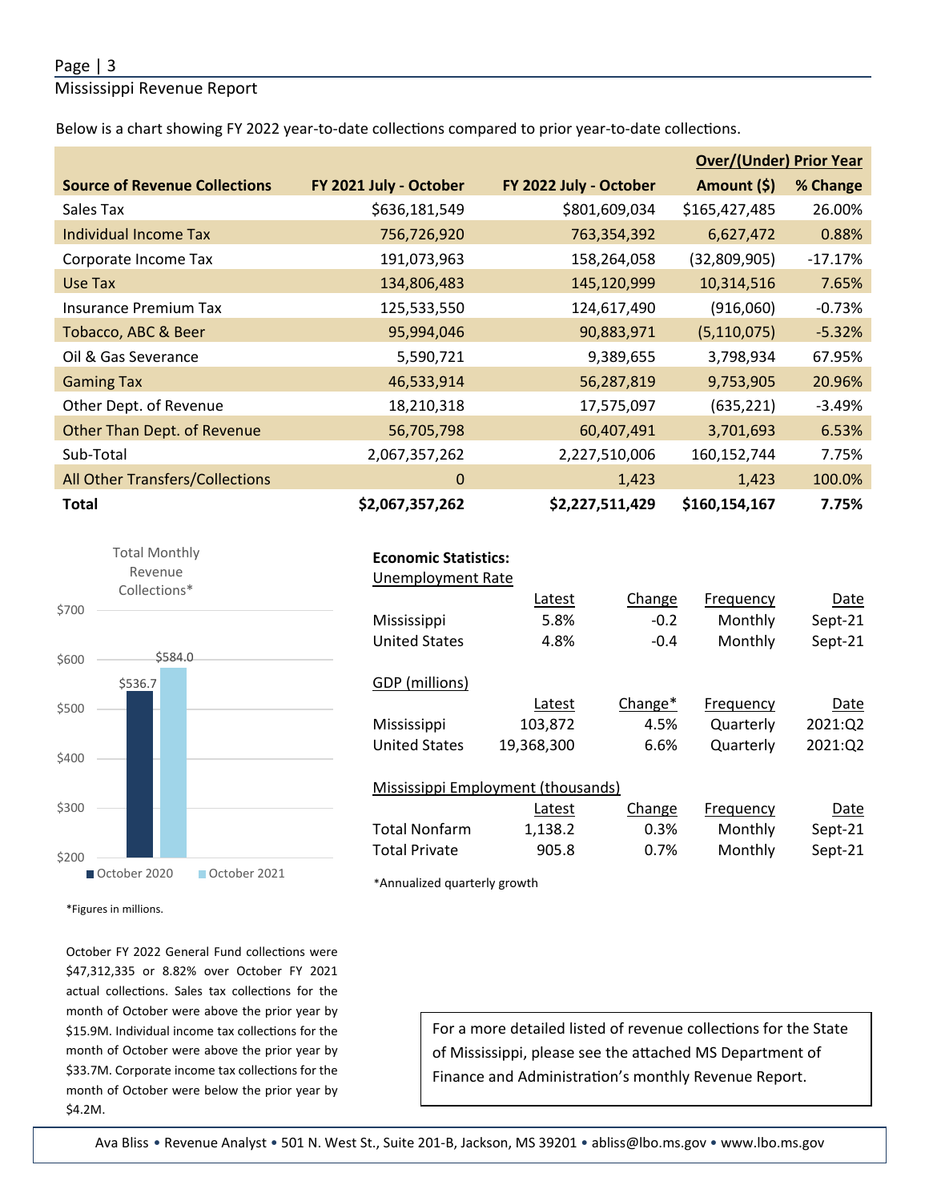Below is a chart showing FY 2022 year-to-date collections compared to prior year-to-date collections.

| Source of Revenue Collections | FY 2021 July - October | FY 2022 July - October | Over/(Under) Prior Year Amount ($) | % Change |
|---|---|---|---|---|
| Sales Tax | $636,181,549 | $801,609,034 | $165,427,485 | 26.00% |
| Individual Income Tax | 756,726,920 | 763,354,392 | 6,627,472 | 0.88% |
| Corporate Income Tax | 191,073,963 | 158,264,058 | (32,809,905) | -17.17% |
| Use Tax | 134,806,483 | 145,120,999 | 10,314,516 | 7.65% |
| Insurance Premium Tax | 125,533,550 | 124,617,490 | (916,060) | -0.73% |
| Tobacco, ABC & Beer | 95,994,046 | 90,883,971 | (5,110,075) | -5.32% |
| Oil & Gas Severance | 5,590,721 | 9,389,655 | 3,798,934 | 67.95% |
| Gaming Tax | 46,533,914 | 56,287,819 | 9,753,905 | 20.96% |
| Other Dept. of Revenue | 18,210,318 | 17,575,097 | (635,221) | -3.49% |
| Other Than Dept. of Revenue | 56,705,798 | 60,407,491 | 3,701,693 | 6.53% |
| Sub-Total | 2,067,357,262 | 2,227,510,006 | 160,152,744 | 7.75% |
| All Other Transfers/Collections | 0 | 1,423 | 1,423 | 100.0% |
| **Total** | **$2,067,357,262** | **$2,227,511,429** | **$160,154,167** | **7.75%** |

Total Monthly Revenue Collections*

| | Amount |
|---|---|
| October 2020 | $536.7 |
| October 2021 | $584.0 |

*Figures in millions.

October FY 2022 General Fund collections were $47,312,335 or 8.82% over October FY 2021 actual collections. Sales tax collections for the month of October were above the prior year by $15.9M. Individual income tax collections for the month of October were above the prior year by $33.7M. Corporate income tax collections for the month of October were below the prior year by $4.2M.

**Economic Statistics:**

Unemployment Rate

| | Latest | Change | Frequency | Date |
|---|---|---|---|---|
| Mississippi | 5.8% | -0.2 | Monthly | Sept-21 |
| United States | 4.8% | -0.4 | Monthly | Sept-21 |

GDP (millions)

| | Latest | Change* | Frequency | Date |
|---|---|---|---|---|
| Mississippi | 103,872 | 4.5% | Quarterly | 2021:Q2 |
| United States | 19,368,300 | 6.6% | Quarterly | 2021:Q2 |

Mississippi Employment (thousands)

| | Latest | Change | Frequency | Date |
|---|---|---|---|---|
| Total Nonfarm | 1,138.2 | 0.3% | Monthly | Sept-21 |
| Total Private | 905.8 | 0.7% | Monthly | Sept-21 |

*Annualized quarterly growth

For a more detailed listed of revenue collections for the State of Mississippi, please see the attached MS Department of Finance and Administration's monthly Revenue Report.

Ava Bliss • Revenue Analyst • 501 N. West St., Suite 201-B, Jackson, MS 39201 • abliss@lbo.ms.gov • www.lbo.ms.gov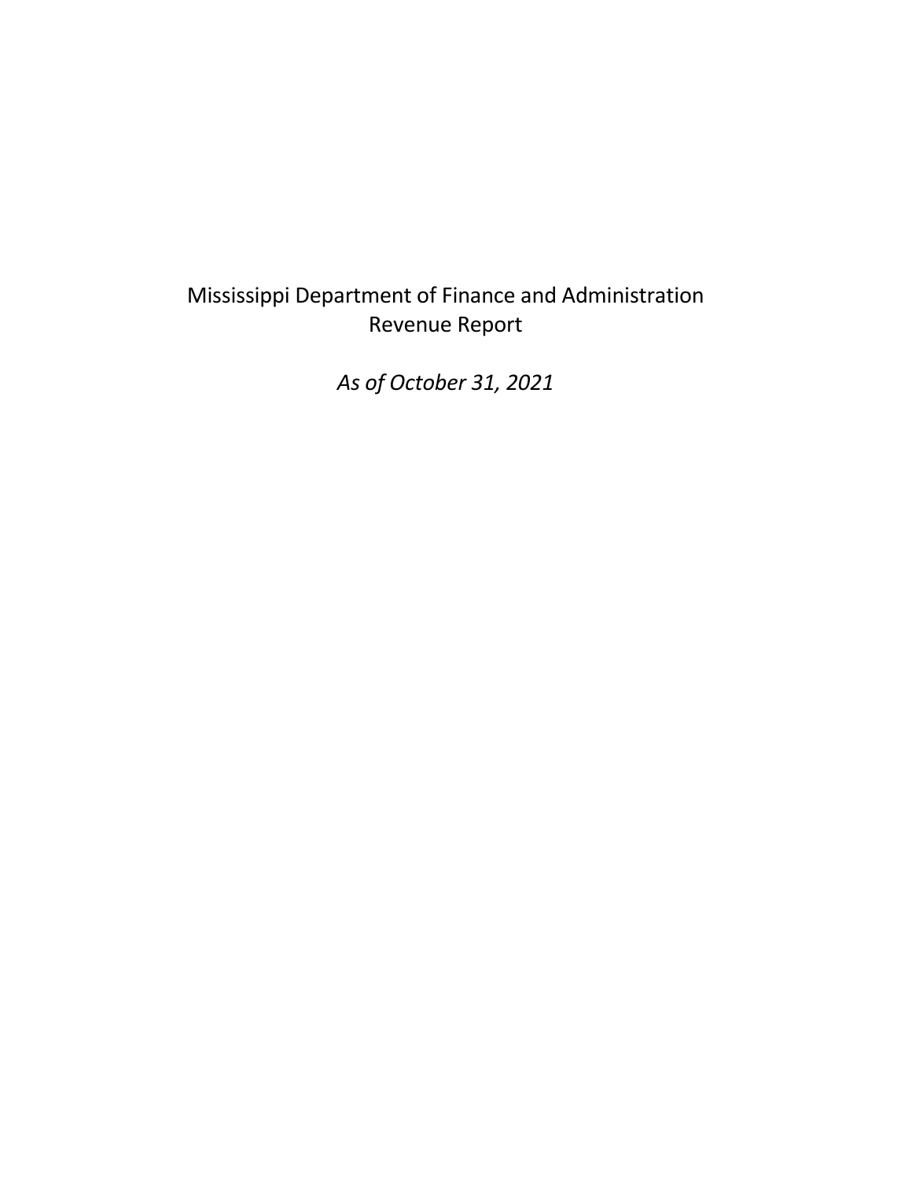# Mississippi Department of Finance and Administration
# Revenue Report

*As of October 31, 2021*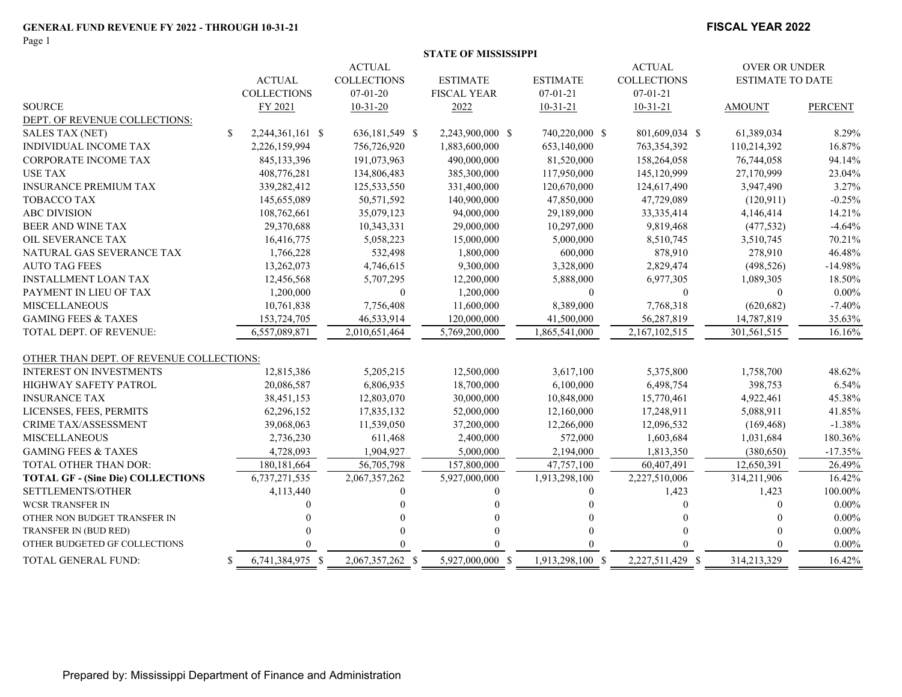**GENERAL FUND REVENUE FY 2022 - THROUGH 10-31-21**

**FISCAL YEAR 2022**

**STATE OF MISSISSIPPI**

| SOURCE | ACTUAL COLLECTIONS FY 2021 | ACTUAL COLLECTIONS 07-01-20 10-31-20 | ESTIMATE FISCAL YEAR 2022 | ESTIMATE 07-01-21 10-31-21 | ACTUAL COLLECTIONS 07-01-21 10-31-21 | OVER OR UNDER ESTIMATE TO DATE AMOUNT | OVER OR UNDER ESTIMATE TO DATE PERCENT |
|---|---|---|---|---|---|---|---|
| DEPT. OF REVENUE COLLECTIONS: | | | | | | | |
| SALES TAX (NET) | $ 2,244,361,161 | $ 636,181,549 | $ 2,243,900,000 | $ 740,220,000 | $ 801,609,034 | $ 61,389,034 | 8.29% |
| INDIVIDUAL INCOME TAX | 2,226,159,994 | 756,726,920 | 1,883,600,000 | 653,140,000 | 763,354,392 | 110,214,392 | 16.87% |
| CORPORATE INCOME TAX | 845,133,396 | 191,073,963 | 490,000,000 | 81,520,000 | 158,264,058 | 76,744,058 | 94.14% |
| USE TAX | 408,776,281 | 134,806,483 | 385,300,000 | 117,950,000 | 145,120,999 | 27,170,999 | 23.04% |
| INSURANCE PREMIUM TAX | 339,282,412 | 125,533,550 | 331,400,000 | 120,670,000 | 124,617,490 | 3,947,490 | 3.27% |
| TOBACCO TAX | 145,655,089 | 50,571,592 | 140,900,000 | 47,850,000 | 47,729,089 | (120,911) | -0.25% |
| ABC DIVISION | 108,762,661 | 35,079,123 | 94,000,000 | 29,189,000 | 33,335,414 | 4,146,414 | 14.21% |
| BEER AND WINE TAX | 29,370,688 | 10,343,331 | 29,000,000 | 10,297,000 | 9,819,468 | (477,532) | -4.64% |
| OIL SEVERANCE TAX | 16,416,775 | 5,058,223 | 15,000,000 | 5,000,000 | 8,510,745 | 3,510,745 | 70.21% |
| NATURAL GAS SEVERANCE TAX | 1,766,228 | 532,498 | 1,800,000 | 600,000 | 878,910 | 278,910 | 46.48% |
| AUTO TAG FEES | 13,262,073 | 4,746,615 | 9,300,000 | 3,328,000 | 2,829,474 | (498,526) | -14.98% |
| INSTALLMENT LOAN TAX | 12,456,568 | 5,707,295 | 12,200,000 | 5,888,000 | 6,977,305 | 1,089,305 | 18.50% |
| PAYMENT IN LIEU OF TAX | 1,200,000 | 0 | 1,200,000 | 0 | 0 | 0 | 0.00% |
| MISCELLANEOUS | 10,761,838 | 7,756,408 | 11,600,000 | 8,389,000 | 7,768,318 | (620,682) | -7.40% |
| GAMING FEES & TAXES | 153,724,705 | 46,533,914 | 120,000,000 | 41,500,000 | 56,287,819 | 14,787,819 | 35.63% |
| TOTAL DEPT. OF REVENUE: | 6,557,089,871 | 2,010,651,464 | 5,769,200,000 | 1,865,541,000 | 2,167,102,515 | 301,561,515 | 16.16% |
| OTHER THAN DEPT. OF REVENUE COLLECTIONS: | | | | | | | |
| INTEREST ON INVESTMENTS | 12,815,386 | 5,205,215 | 12,500,000 | 3,617,100 | 5,375,800 | 1,758,700 | 48.62% |
| HIGHWAY SAFETY PATROL | 20,086,587 | 6,806,935 | 18,700,000 | 6,100,000 | 6,498,754 | 398,753 | 6.54% |
| INSURANCE TAX | 38,451,153 | 12,803,070 | 30,000,000 | 10,848,000 | 15,770,461 | 4,922,461 | 45.38% |
| LICENSES, FEES, PERMITS | 62,296,152 | 17,835,132 | 52,000,000 | 12,160,000 | 17,248,911 | 5,088,911 | 41.85% |
| CRIME TAX/ASSESSMENT | 39,068,063 | 11,539,050 | 37,200,000 | 12,266,000 | 12,096,532 | (169,468) | -1.38% |
| MISCELLANEOUS | 2,736,230 | 611,468 | 2,400,000 | 572,000 | 1,603,684 | 1,031,684 | 180.36% |
| GAMING FEES & TAXES | 4,728,093 | 1,904,927 | 5,000,000 | 2,194,000 | 1,813,350 | (380,650) | -17.35% |
| TOTAL OTHER THAN DOR: | 180,181,664 | 56,705,798 | 157,800,000 | 47,757,100 | 60,407,491 | 12,650,391 | 26.49% |
| **TOTAL GF - (Sine Die) COLLECTIONS** | 6,737,271,535 | 2,067,357,262 | 5,927,000,000 | 1,913,298,100 | 2,227,510,006 | 314,211,906 | 16.42% |
| SETTLEMENTS/OTHER | 4,113,440 | 0 | 0 | 0 | 1,423 | 1,423 | 100.00% |
| WCSR TRANSFER IN | 0 | 0 | 0 | 0 | 0 | 0 | 0.00% |
| OTHER NON BUDGET TRANSFER IN | 0 | 0 | 0 | 0 | 0 | 0 | 0.00% |
| TRANSFER IN (BUD RED) | 0 | 0 | 0 | 0 | 0 | 0 | 0.00% |
| OTHER BUDGETED GF COLLECTIONS | 0 | 0 | 0 | 0 | 0 | 0 | 0.00% |
| TOTAL GENERAL FUND: | $ 6,741,384,975 | $ 2,067,357,262 | $ 5,927,000,000 | $ 1,913,298,100 | $ 2,227,511,429 | $ 314,213,329 | 16.42% |

Prepared by: Mississippi Department of Finance and Administration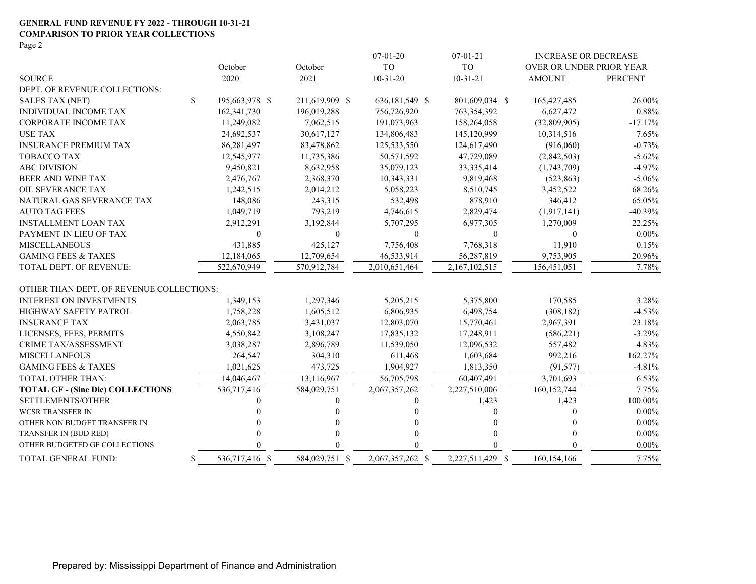**GENERAL FUND REVENUE FY 2022 - THROUGH 10-31-21**
**COMPARISON TO PRIOR YEAR COLLECTIONS**
Page 2

| SOURCE | October 2020 | October 2021 | 07-01-20 TO 10-31-20 | 07-01-21 TO 10-31-21 | INCREASE OR DECREASE OVER OR UNDER PRIOR YEAR AMOUNT | PERCENT |
|---|---|---|---|---|---|---|
| DEPT. OF REVENUE COLLECTIONS: | | | | | | |
| SALES TAX (NET) | $ 195,663,978 | $ 211,619,909 | $ 636,181,549 | $ 801,609,034 | $ 165,427,485 | 26.00% |
| INDIVIDUAL INCOME TAX | 162,341,730 | 196,019,288 | 756,726,920 | 763,354,392 | 6,627,472 | 0.88% |
| CORPORATE INCOME TAX | 11,249,082 | 7,062,515 | 191,073,963 | 158,264,058 | (32,809,905) | -17.17% |
| USE TAX | 24,692,537 | 30,617,127 | 134,806,483 | 145,120,999 | 10,314,516 | 7.65% |
| INSURANCE PREMIUM TAX | 86,281,497 | 83,478,862 | 125,533,550 | 124,617,490 | (916,060) | -0.73% |
| TOBACCO TAX | 12,545,977 | 11,735,386 | 50,571,592 | 47,729,089 | (2,842,503) | -5.62% |
| ABC DIVISION | 9,450,821 | 8,632,958 | 35,079,123 | 33,335,414 | (1,743,709) | -4.97% |
| BEER AND WINE TAX | 2,476,767 | 2,368,370 | 10,343,331 | 9,819,468 | (523,863) | -5.06% |
| OIL SEVERANCE TAX | 1,242,515 | 2,014,212 | 5,058,223 | 8,510,745 | 3,452,522 | 68.26% |
| NATURAL GAS SEVERANCE TAX | 148,086 | 243,315 | 532,498 | 878,910 | 346,412 | 65.05% |
| AUTO TAG FEES | 1,049,719 | 793,219 | 4,746,615 | 2,829,474 | (1,917,141) | -40.39% |
| INSTALLMENT LOAN TAX | 2,912,291 | 3,192,844 | 5,707,295 | 6,977,305 | 1,270,009 | 22.25% |
| PAYMENT IN LIEU OF TAX | 0 | 0 | 0 | 0 | 0 | 0.00% |
| MISCELLANEOUS | 431,885 | 425,127 | 7,756,408 | 7,768,318 | 11,910 | 0.15% |
| GAMING FEES & TAXES | 12,184,065 | 12,709,654 | 46,533,914 | 56,287,819 | 9,753,905 | 20.96% |
| TOTAL DEPT. OF REVENUE: | 522,670,949 | 570,912,784 | 2,010,651,464 | 2,167,102,515 | 156,451,051 | 7.78% |
| OTHER THAN DEPT. OF REVENUE COLLECTIONS: | | | | | | |
| INTEREST ON INVESTMENTS | 1,349,153 | 1,297,346 | 5,205,215 | 5,375,800 | 170,585 | 3.28% |
| HIGHWAY SAFETY PATROL | 1,758,228 | 1,605,512 | 6,806,935 | 6,498,754 | (308,182) | -4.53% |
| INSURANCE TAX | 2,063,785 | 3,431,037 | 12,803,070 | 15,770,461 | 2,967,391 | 23.18% |
| LICENSES, FEES, PERMITS | 4,550,842 | 3,108,247 | 17,835,132 | 17,248,911 | (586,221) | -3.29% |
| CRIME TAX/ASSESSMENT | 3,038,287 | 2,896,789 | 11,539,050 | 12,096,532 | 557,482 | 4.83% |
| MISCELLANEOUS | 264,547 | 304,310 | 611,468 | 1,603,684 | 992,216 | 162.27% |
| GAMING FEES & TAXES | 1,021,625 | 473,725 | 1,904,927 | 1,813,350 | (91,577) | -4.81% |
| TOTAL OTHER THAN: | 14,046,467 | 13,116,967 | 56,705,798 | 60,407,491 | 3,701,693 | 6.53% |
| **TOTAL GF - (Sine Die) COLLECTIONS** | 536,717,416 | 584,029,751 | 2,067,357,262 | 2,227,510,006 | 160,152,744 | 7.75% |
| SETTLEMENTS/OTHER | 0 | 0 | 0 | 1,423 | 1,423 | 100.00% |
| WCSR TRANSFER IN | 0 | 0 | 0 | 0 | 0 | 0.00% |
| OTHER NON BUDGET TRANSFER IN | 0 | 0 | 0 | 0 | 0 | 0.00% |
| TRANSFER IN (BUD RED) | 0 | 0 | 0 | 0 | 0 | 0.00% |
| OTHER BUDGETED GF COLLECTIONS | 0 | 0 | 0 | 0 | 0 | 0.00% |
| TOTAL GENERAL FUND: | $ 536,717,416 | $ 584,029,751 | $ 2,067,357,262 | $ 2,227,511,429 | $ 160,154,166 | 7.75% |

Prepared by: Mississippi Department of Finance and Administration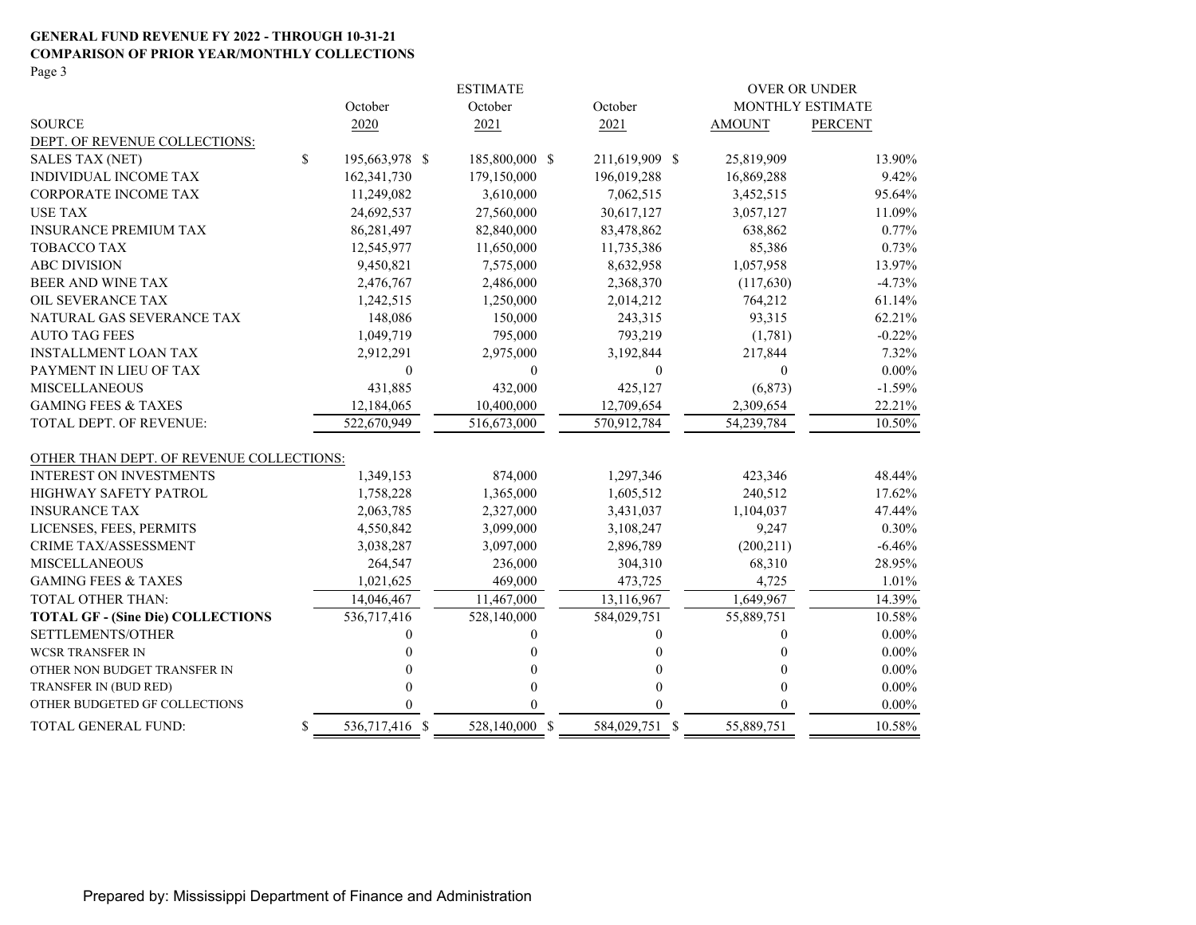**GENERAL FUND REVENUE FY 2022 - THROUGH 10-31-21**
**COMPARISON OF PRIOR YEAR/MONTHLY COLLECTIONS**
Page 3

| SOURCE | October 2020 | ESTIMATE October 2021 | October 2021 | OVER OR UNDER MONTHLY ESTIMATE AMOUNT | OVER OR UNDER MONTHLY ESTIMATE PERCENT |
|---|---|---|---|---|---|
| DEPT. OF REVENUE COLLECTIONS: | | | | | |
| SALES TAX (NET) | $ 195,663,978 | $ 185,800,000 | $ 211,619,909 | $ 25,819,909 | 13.90% |
| INDIVIDUAL INCOME TAX | 162,341,730 | 179,150,000 | 196,019,288 | 16,869,288 | 9.42% |
| CORPORATE INCOME TAX | 11,249,082 | 3,610,000 | 7,062,515 | 3,452,515 | 95.64% |
| USE TAX | 24,692,537 | 27,560,000 | 30,617,127 | 3,057,127 | 11.09% |
| INSURANCE PREMIUM TAX | 86,281,497 | 82,840,000 | 83,478,862 | 638,862 | 0.77% |
| TOBACCO TAX | 12,545,977 | 11,650,000 | 11,735,386 | 85,386 | 0.73% |
| ABC DIVISION | 9,450,821 | 7,575,000 | 8,632,958 | 1,057,958 | 13.97% |
| BEER AND WINE TAX | 2,476,767 | 2,486,000 | 2,368,370 | (117,630) | -4.73% |
| OIL SEVERANCE TAX | 1,242,515 | 1,250,000 | 2,014,212 | 764,212 | 61.14% |
| NATURAL GAS SEVERANCE TAX | 148,086 | 150,000 | 243,315 | 93,315 | 62.21% |
| AUTO TAG FEES | 1,049,719 | 795,000 | 793,219 | (1,781) | -0.22% |
| INSTALLMENT LOAN TAX | 2,912,291 | 2,975,000 | 3,192,844 | 217,844 | 7.32% |
| PAYMENT IN LIEU OF TAX | 0 | 0 | 0 | 0 | 0.00% |
| MISCELLANEOUS | 431,885 | 432,000 | 425,127 | (6,873) | -1.59% |
| GAMING FEES & TAXES | 12,184,065 | 10,400,000 | 12,709,654 | 2,309,654 | 22.21% |
| TOTAL DEPT. OF REVENUE: | 522,670,949 | 516,673,000 | 570,912,784 | 54,239,784 | 10.50% |
| OTHER THAN DEPT. OF REVENUE COLLECTIONS: | | | | | |
| INTEREST ON INVESTMENTS | 1,349,153 | 874,000 | 1,297,346 | 423,346 | 48.44% |
| HIGHWAY SAFETY PATROL | 1,758,228 | 1,365,000 | 1,605,512 | 240,512 | 17.62% |
| INSURANCE TAX | 2,063,785 | 2,327,000 | 3,431,037 | 1,104,037 | 47.44% |
| LICENSES, FEES, PERMITS | 4,550,842 | 3,099,000 | 3,108,247 | 9,247 | 0.30% |
| CRIME TAX/ASSESSMENT | 3,038,287 | 3,097,000 | 2,896,789 | (200,211) | -6.46% |
| MISCELLANEOUS | 264,547 | 236,000 | 304,310 | 68,310 | 28.95% |
| GAMING FEES & TAXES | 1,021,625 | 469,000 | 473,725 | 4,725 | 1.01% |
| TOTAL OTHER THAN: | 14,046,467 | 11,467,000 | 13,116,967 | 1,649,967 | 14.39% |
| **TOTAL GF - (Sine Die) COLLECTIONS** | 536,717,416 | 528,140,000 | 584,029,751 | 55,889,751 | 10.58% |
| SETTLEMENTS/OTHER | 0 | 0 | 0 | 0 | 0.00% |
| WCSR TRANSFER IN | 0 | 0 | 0 | 0 | 0.00% |
| OTHER NON BUDGET TRANSFER IN | 0 | 0 | 0 | 0 | 0.00% |
| TRANSFER IN (BUD RED) | 0 | 0 | 0 | 0 | 0.00% |
| OTHER BUDGETED GF COLLECTIONS | 0 | 0 | 0 | 0 | 0.00% |
| TOTAL GENERAL FUND: | $ 536,717,416 | $ 528,140,000 | $ 584,029,751 | $ 55,889,751 | 10.58% |

Prepared by: Mississippi Department of Finance and Administration